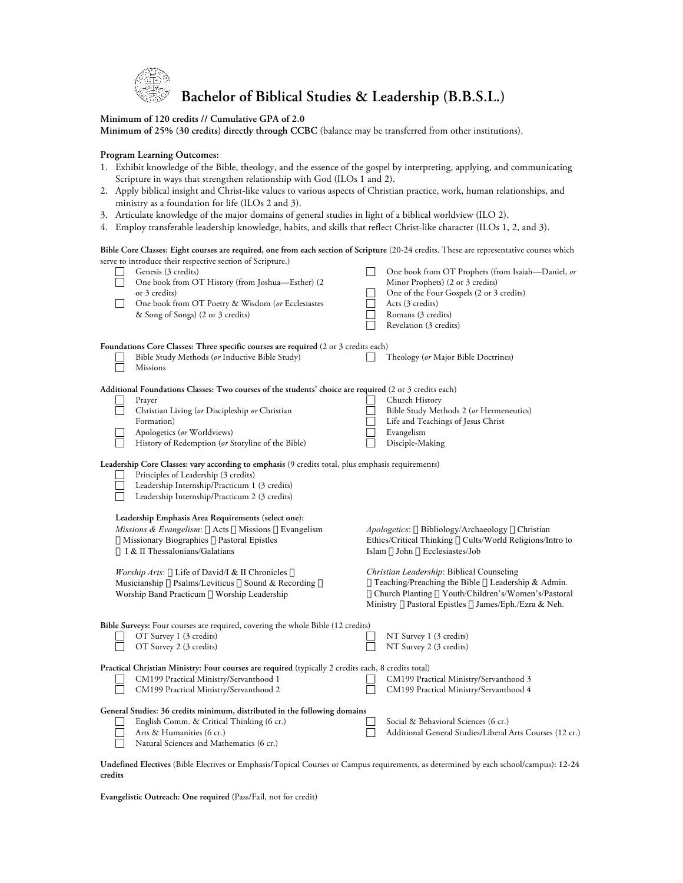# Bachelor of Biblical Studies & Leadership (B.B.S.L.)

**Minimum of 120 credits // Cumulative GPA of 2.0**
**Minimum of 25% (30 credits) directly through CCBC** (balance may be transferred from other institutions).

**Program Learning Outcomes:**

1. Exhibit knowledge of the Bible, theology, and the essence of the gospel by interpreting, applying, and communicating Scripture in ways that strengthen relationship with God (ILOs 1 and 2).
2. Apply biblical insight and Christ-like values to various aspects of Christian practice, work, human relationships, and ministry as a foundation for life (ILOs 2 and 3).
3. Articulate knowledge of the major domains of general studies in light of a biblical worldview (ILO 2).
4. Employ transferable leadership knowledge, habits, and skills that reflect Christ-like character (ILOs 1, 2, and 3).

**Bible Core Classes: Eight courses are required, one from each section of Scripture** (20-24 credits. These are representative courses which serve to introduce their respective section of Scripture.)

- ☐ Genesis (3 credits)
- ☐ One book from OT History (from Joshua—Esther) (2 or 3 credits)
- ☐ One book from OT Poetry & Wisdom (*or* Ecclesiastes & Song of Songs) (2 or 3 credits)
- ☐ One book from OT Prophets (from Isaiah—Daniel, *or* Minor Prophets) (2 or 3 credits)
- ☐ One of the Four Gospels (2 or 3 credits)
- ☐ Acts (3 credits)
- ☐ Romans (3 credits)
- ☐ Revelation (3 credits)

**Foundations Core Classes: Three specific courses are required** (2 or 3 credits each)

- ☐ Bible Study Methods (*or* Inductive Bible Study)
- ☐ Missions
- ☐ Theology (*or* Major Bible Doctrines)

**Additional Foundations Classes: Two courses of the students' choice are required** (2 or 3 credits each)

- ☐ Prayer
- ☐ Christian Living (*or* Discipleship *or* Christian Formation)
- ☐ Apologetics (*or* Worldviews)
- ☐ History of Redemption (*or* Storyline of the Bible)
- ☐ Church History
- ☐ Bible Study Methods 2 (*or* Hermeneutics)
- ☐ Life and Teachings of Jesus Christ
- ☐ Evangelism
- ☐ Disciple-Making

**Leadership Core Classes: vary according to emphasis** (9 credits total, plus emphasis requirements)

- ☐ Principles of Leadership (3 credits)
- ☐ Leadership Internship/Practicum 1 (3 credits)
- ☐ Leadership Internship/Practicum 2 (3 credits)

**Leadership Emphasis Area Requirements (select one):**

*Missions & Evangelism*: ☐ Acts ☐ Missions ☐ Evangelism ☐ Missionary Biographies ☐ Pastoral Epistles ☐ I & II Thessalonians/Galatians

*Apologetics*: ☐ Bibliology/Archaeology ☐ Christian Ethics/Critical Thinking ☐ Cults/World Religions/Intro to Islam ☐ John ☐ Ecclesiastes/Job

*Worship Arts*: ☐ Life of David/I & II Chronicles ☐ Musicianship ☐ Psalms/Leviticus ☐ Sound & Recording ☐ Worship Band Practicum ☐ Worship Leadership

*Christian Leadership*: Biblical Counseling ☐ Teaching/Preaching the Bible ☐ Leadership & Admin. ☐ Church Planting ☐ Youth/Children's/Women's/Pastoral Ministry ☐ Pastoral Epistles ☐ James/Eph./Ezra & Neh.

**Bible Surveys:** Four courses are required, covering the whole Bible (12 credits)

- ☐ OT Survey 1 (3 credits)
- ☐ OT Survey 2 (3 credits)
- ☐ NT Survey 1 (3 credits)
- ☐ NT Survey 2 (3 credits)

**Practical Christian Ministry: Four courses are required** (typically 2 credits each, 8 credits total)

- ☐ CM199 Practical Ministry/Servanthood 1
- ☐ CM199 Practical Ministry/Servanthood 2
- ☐ CM199 Practical Ministry/Servanthood 3
- ☐ CM199 Practical Ministry/Servanthood 4

**General Studies: 36 credits minimum, distributed in the following domains**

- ☐ English Comm. & Critical Thinking (6 cr.)
- ☐ Arts & Humanities (6 cr.)
- ☐ Natural Sciences and Mathematics (6 cr.)
- ☐ Social & Behavioral Sciences (6 cr.)
- ☐ Additional General Studies/Liberal Arts Courses (12 cr.)

**Undefined Electives** (Bible Electives or Emphasis/Topical Courses or Campus requirements, as determined by each school/campus): **12-24 credits**

**Evangelistic Outreach: One required** (Pass/Fail, not for credit)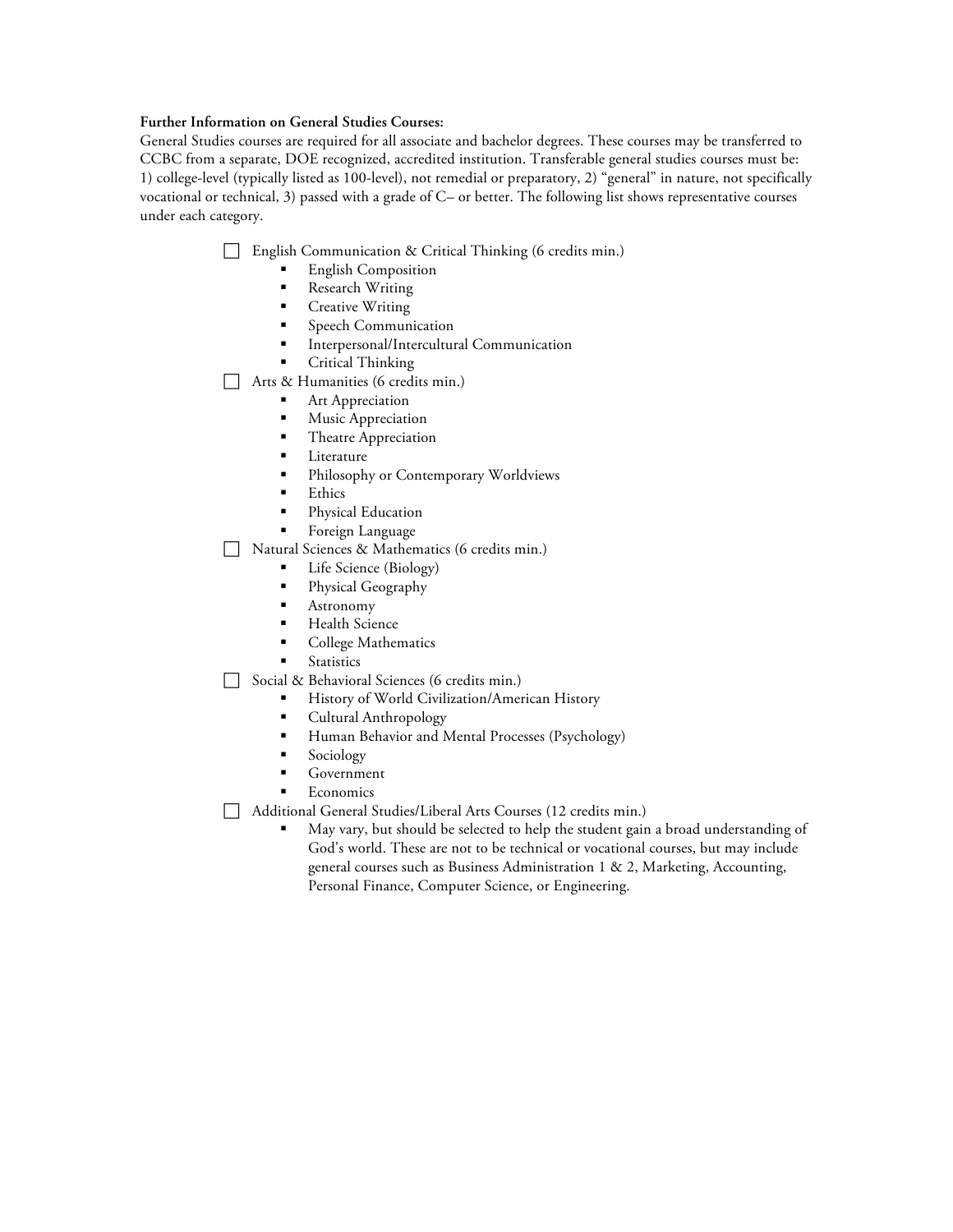**Further Information on General Studies Courses:**

General Studies courses are required for all associate and bachelor degrees. These courses may be transferred to CCBC from a separate, DOE recognized, accredited institution. Transferable general studies courses must be: 1) college-level (typically listed as 100-level), not remedial or preparatory, 2) "general" in nature, not specifically vocational or technical, 3) passed with a grade of C– or better. The following list shows representative courses under each category.

- [ ] English Communication & Critical Thinking (6 credits min.)
  - English Composition
  - Research Writing
  - Creative Writing
  - Speech Communication
  - Interpersonal/Intercultural Communication
  - Critical Thinking
- [ ] Arts & Humanities (6 credits min.)
  - Art Appreciation
  - Music Appreciation
  - Theatre Appreciation
  - Literature
  - Philosophy or Contemporary Worldviews
  - Ethics
  - Physical Education
  - Foreign Language
- [ ] Natural Sciences & Mathematics (6 credits min.)
  - Life Science (Biology)
  - Physical Geography
  - Astronomy
  - Health Science
  - College Mathematics
  - Statistics
- [ ] Social & Behavioral Sciences (6 credits min.)
  - History of World Civilization/American History
  - Cultural Anthropology
  - Human Behavior and Mental Processes (Psychology)
  - Sociology
  - Government
  - Economics
- [ ] Additional General Studies/Liberal Arts Courses (12 credits min.)
  - May vary, but should be selected to help the student gain a broad understanding of God's world. These are not to be technical or vocational courses, but may include general courses such as Business Administration 1 & 2, Marketing, Accounting, Personal Finance, Computer Science, or Engineering.